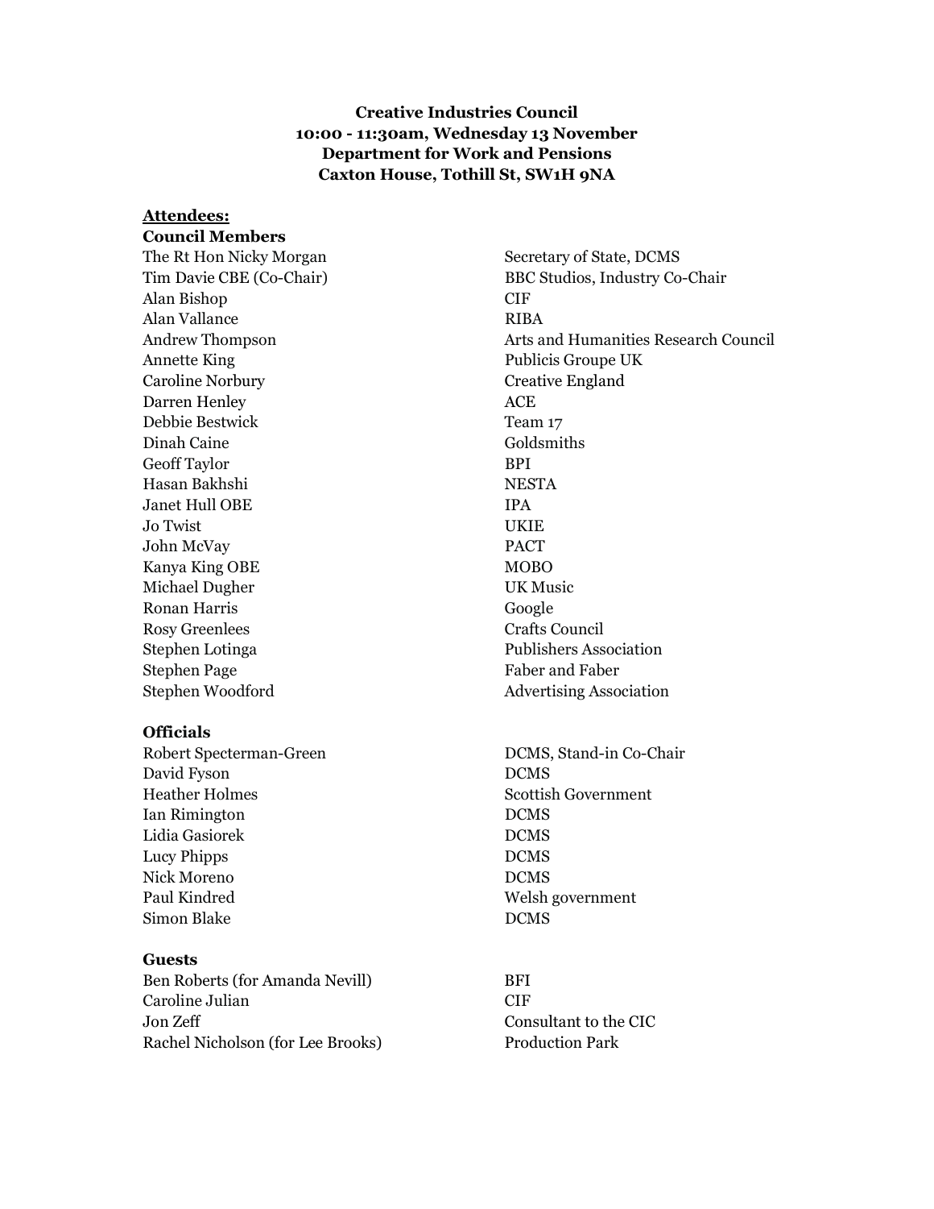**Creative Industries Council**
**10:00 - 11:30am, Wednesday 13 November**
**Department for Work and Pensions**
**Caxton House, Tothill St, SW1H 9NA**

**Attendees:**

**Council Members**

| | |
|---|---|
| The Rt Hon Nicky Morgan | Secretary of State, DCMS |
| Tim Davie CBE (Co-Chair) | BBC Studios, Industry Co-Chair |
| Alan Bishop | CIF |
| Alan Vallance | RIBA |
| Andrew Thompson | Arts and Humanities Research Council |
| Annette King | Publicis Groupe UK |
| Caroline Norbury | Creative England |
| Darren Henley | ACE |
| Debbie Bestwick | Team 17 |
| Dinah Caine | Goldsmiths |
| Geoff Taylor | BPI |
| Hasan Bakhshi | NESTA |
| Janet Hull OBE | IPA |
| Jo Twist | UKIE |
| John McVay | PACT |
| Kanya King OBE | MOBO |
| Michael Dugher | UK Music |
| Ronan Harris | Google |
| Rosy Greenlees | Crafts Council |
| Stephen Lotinga | Publishers Association |
| Stephen Page | Faber and Faber |
| Stephen Woodford | Advertising Association |

**Officials**

| | |
|---|---|
| Robert Specterman-Green | DCMS, Stand-in Co-Chair |
| David Fyson | DCMS |
| Heather Holmes | Scottish Government |
| Ian Rimington | DCMS |
| Lidia Gasiorek | DCMS |
| Lucy Phipps | DCMS |
| Nick Moreno | DCMS |
| Paul Kindred | Welsh government |
| Simon Blake | DCMS |

**Guests**

| | |
|---|---|
| Ben Roberts (for Amanda Nevill) | BFI |
| Caroline Julian | CIF |
| Jon Zeff | Consultant to the CIC |
| Rachel Nicholson (for Lee Brooks) | Production Park |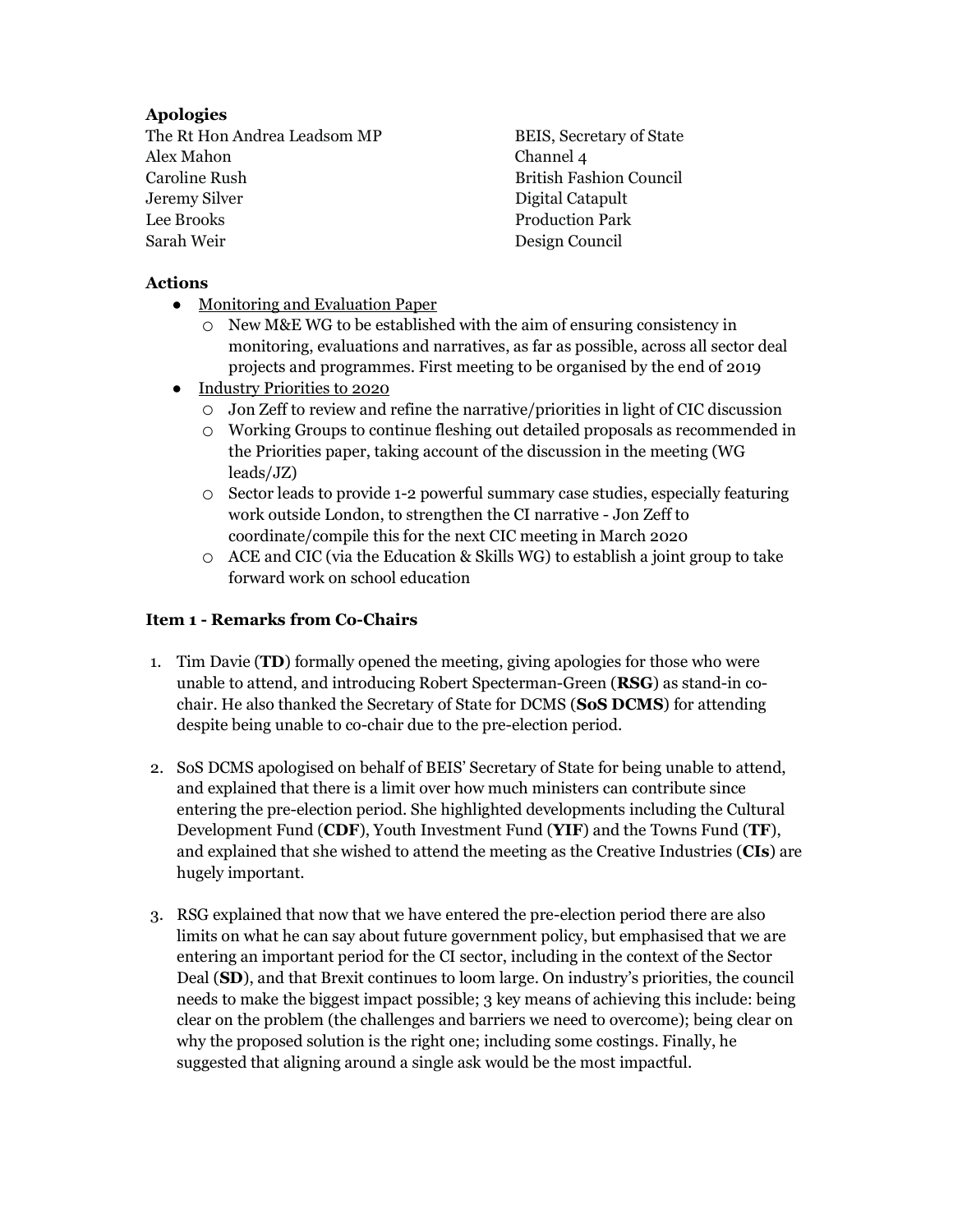**Apologies**

| | |
|---|---|
| The Rt Hon Andrea Leadsom MP | BEIS, Secretary of State |
| Alex Mahon | Channel 4 |
| Caroline Rush | British Fashion Council |
| Jeremy Silver | Digital Catapult |
| Lee Brooks | Production Park |
| Sarah Weir | Design Council |

**Actions**

- Monitoring and Evaluation Paper
  - New M&E WG to be established with the aim of ensuring consistency in monitoring, evaluations and narratives, as far as possible, across all sector deal projects and programmes. First meeting to be organised by the end of 2019
- Industry Priorities to 2020
  - Jon Zeff to review and refine the narrative/priorities in light of CIC discussion
  - Working Groups to continue fleshing out detailed proposals as recommended in the Priorities paper, taking account of the discussion in the meeting (WG leads/JZ)
  - Sector leads to provide 1-2 powerful summary case studies, especially featuring work outside London, to strengthen the CI narrative - Jon Zeff to coordinate/compile this for the next CIC meeting in March 2020
  - ACE and CIC (via the Education & Skills WG) to establish a joint group to take forward work on school education

**Item 1 - Remarks from Co-Chairs**

1. Tim Davie (**TD**) formally opened the meeting, giving apologies for those who were unable to attend, and introducing Robert Specterman-Green (**RSG**) as stand-in co-chair. He also thanked the Secretary of State for DCMS (**SoS DCMS**) for attending despite being unable to co-chair due to the pre-election period.

2. SoS DCMS apologised on behalf of BEIS' Secretary of State for being unable to attend, and explained that there is a limit over how much ministers can contribute since entering the pre-election period. She highlighted developments including the Cultural Development Fund (**CDF**), Youth Investment Fund (**YIF**) and the Towns Fund (**TF**), and explained that she wished to attend the meeting as the Creative Industries (**CIs**) are hugely important.

3. RSG explained that now that we have entered the pre-election period there are also limits on what he can say about future government policy, but emphasised that we are entering an important period for the CI sector, including in the context of the Sector Deal (**SD**), and that Brexit continues to loom large. On industry's priorities, the council needs to make the biggest impact possible; 3 key means of achieving this include: being clear on the problem (the challenges and barriers we need to overcome); being clear on why the proposed solution is the right one; including some costings. Finally, he suggested that aligning around a single ask would be the most impactful.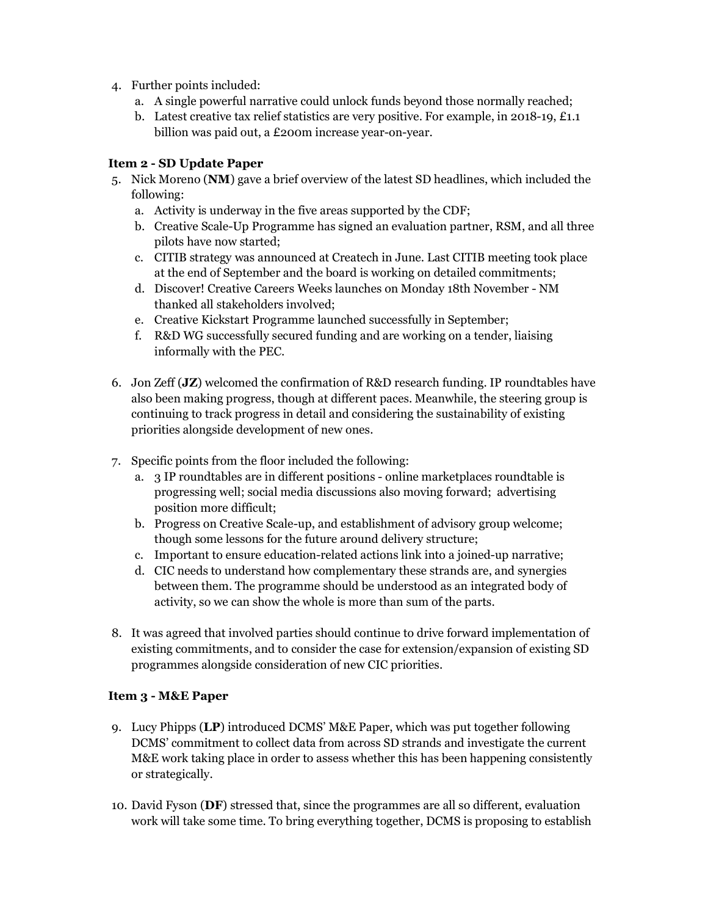4. Further points included:
   a. A single powerful narrative could unlock funds beyond those normally reached;
   b. Latest creative tax relief statistics are very positive. For example, in 2018-19, £1.1 billion was paid out, a £200m increase year-on-year.

**Item 2 - SD Update Paper**

5. Nick Moreno (**NM**) gave a brief overview of the latest SD headlines, which included the following:
   a. Activity is underway in the five areas supported by the CDF;
   b. Creative Scale-Up Programme has signed an evaluation partner, RSM, and all three pilots have now started;
   c. CITIB strategy was announced at Createch in June. Last CITIB meeting took place at the end of September and the board is working on detailed commitments;
   d. Discover! Creative Careers Weeks launches on Monday 18th November - NM thanked all stakeholders involved;
   e. Creative Kickstart Programme launched successfully in September;
   f. R&D WG successfully secured funding and are working on a tender, liaising informally with the PEC.

6. Jon Zeff (**JZ**) welcomed the confirmation of R&D research funding. IP roundtables have also been making progress, though at different paces. Meanwhile, the steering group is continuing to track progress in detail and considering the sustainability of existing priorities alongside development of new ones.

7. Specific points from the floor included the following:
   a. 3 IP roundtables are in different positions - online marketplaces roundtable is progressing well; social media discussions also moving forward; advertising position more difficult;
   b. Progress on Creative Scale-up, and establishment of advisory group welcome; though some lessons for the future around delivery structure;
   c. Important to ensure education-related actions link into a joined-up narrative;
   d. CIC needs to understand how complementary these strands are, and synergies between them. The programme should be understood as an integrated body of activity, so we can show the whole is more than sum of the parts.

8. It was agreed that involved parties should continue to drive forward implementation of existing commitments, and to consider the case for extension/expansion of existing SD programmes alongside consideration of new CIC priorities.

**Item 3 - M&E Paper**

9. Lucy Phipps (**LP**) introduced DCMS' M&E Paper, which was put together following DCMS' commitment to collect data from across SD strands and investigate the current M&E work taking place in order to assess whether this has been happening consistently or strategically.

10. David Fyson (**DF**) stressed that, since the programmes are all so different, evaluation work will take some time. To bring everything together, DCMS is proposing to establish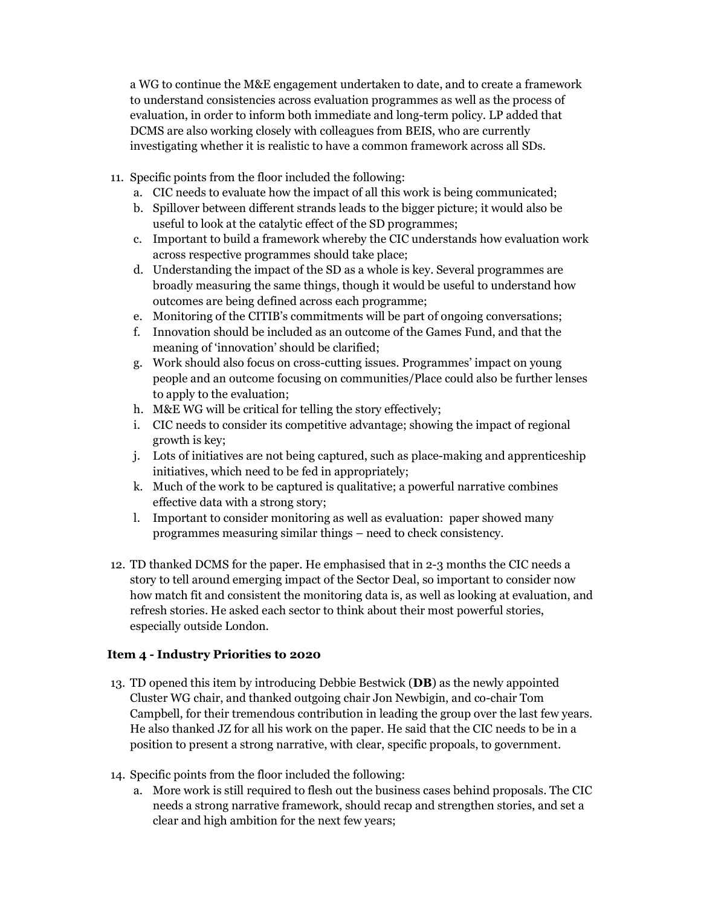a WG to continue the M&E engagement undertaken to date, and to create a framework to understand consistencies across evaluation programmes as well as the process of evaluation, in order to inform both immediate and long-term policy. LP added that DCMS are also working closely with colleagues from BEIS, who are currently investigating whether it is realistic to have a common framework across all SDs.

11. Specific points from the floor included the following:
    a. CIC needs to evaluate how the impact of all this work is being communicated;
    b. Spillover between different strands leads to the bigger picture; it would also be useful to look at the catalytic effect of the SD programmes;
    c. Important to build a framework whereby the CIC understands how evaluation work across respective programmes should take place;
    d. Understanding the impact of the SD as a whole is key. Several programmes are broadly measuring the same things, though it would be useful to understand how outcomes are being defined across each programme;
    e. Monitoring of the CITIB's commitments will be part of ongoing conversations;
    f. Innovation should be included as an outcome of the Games Fund, and that the meaning of 'innovation' should be clarified;
    g. Work should also focus on cross-cutting issues. Programmes' impact on young people and an outcome focusing on communities/Place could also be further lenses to apply to the evaluation;
    h. M&E WG will be critical for telling the story effectively;
    i. CIC needs to consider its competitive advantage; showing the impact of regional growth is key;
    j. Lots of initiatives are not being captured, such as place-making and apprenticeship initiatives, which need to be fed in appropriately;
    k. Much of the work to be captured is qualitative; a powerful narrative combines effective data with a strong story;
    l. Important to consider monitoring as well as evaluation: paper showed many programmes measuring similar things – need to check consistency.

12. TD thanked DCMS for the paper. He emphasised that in 2-3 months the CIC needs a story to tell around emerging impact of the Sector Deal, so important to consider now how match fit and consistent the monitoring data is, as well as looking at evaluation, and refresh stories. He asked each sector to think about their most powerful stories, especially outside London.

### Item 4 - Industry Priorities to 2020

13. TD opened this item by introducing Debbie Bestwick (**DB**) as the newly appointed Cluster WG chair, and thanked outgoing chair Jon Newbigin, and co-chair Tom Campbell, for their tremendous contribution in leading the group over the last few years. He also thanked JZ for all his work on the paper. He said that the CIC needs to be in a position to present a strong narrative, with clear, specific propoals, to government.

14. Specific points from the floor included the following:
    a. More work is still required to flesh out the business cases behind proposals. The CIC needs a strong narrative framework, should recap and strengthen stories, and set a clear and high ambition for the next few years;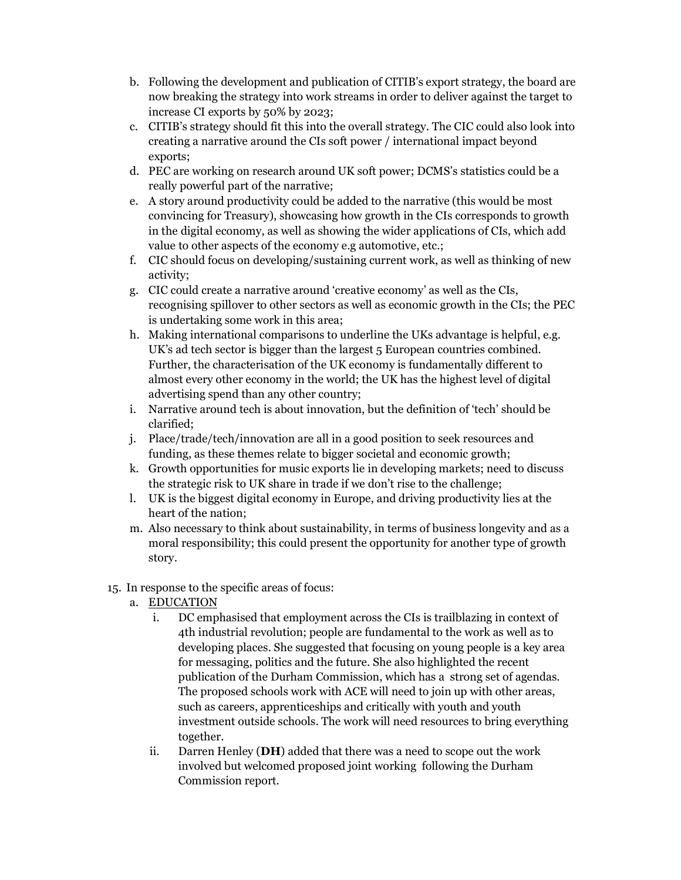b. Following the development and publication of CITIB's export strategy, the board are now breaking the strategy into work streams in order to deliver against the target to increase CI exports by 50% by 2023;

c. CITIB's strategy should fit this into the overall strategy. The CIC could also look into creating a narrative around the CIs soft power / international impact beyond exports;

d. PEC are working on research around UK soft power; DCMS's statistics could be a really powerful part of the narrative;

e. A story around productivity could be added to the narrative (this would be most convincing for Treasury), showcasing how growth in the CIs corresponds to growth in the digital economy, as well as showing the wider applications of CIs, which add value to other aspects of the economy e.g automotive, etc.;

f. CIC should focus on developing/sustaining current work, as well as thinking of new activity;

g. CIC could create a narrative around 'creative economy' as well as the CIs, recognising spillover to other sectors as well as economic growth in the CIs; the PEC is undertaking some work in this area;

h. Making international comparisons to underline the UKs advantage is helpful, e.g. UK's ad tech sector is bigger than the largest 5 European countries combined. Further, the characterisation of the UK economy is fundamentally different to almost every other economy in the world; the UK has the highest level of digital advertising spend than any other country;

i. Narrative around tech is about innovation, but the definition of 'tech' should be clarified;

j. Place/trade/tech/innovation are all in a good position to seek resources and funding, as these themes relate to bigger societal and economic growth;

k. Growth opportunities for music exports lie in developing markets; need to discuss the strategic risk to UK share in trade if we don't rise to the challenge;

l. UK is the biggest digital economy in Europe, and driving productivity lies at the heart of the nation;

m. Also necessary to think about sustainability, in terms of business longevity and as a moral responsibility; this could present the opportunity for another type of growth story.

15. In response to the specific areas of focus:

   a. <u>EDUCATION</u>

      i. DC emphasised that employment across the CIs is trailblazing in context of 4th industrial revolution; people are fundamental to the work as well as to developing places. She suggested that focusing on young people is a key area for messaging, politics and the future. She also highlighted the recent publication of the Durham Commission, which has a strong set of agendas. The proposed schools work with ACE will need to join up with other areas, such as careers, apprenticeships and critically with youth and youth investment outside schools. The work will need resources to bring everything together.

      ii. Darren Henley (**DH**) added that there was a need to scope out the work involved but welcomed proposed joint working following the Durham Commission report.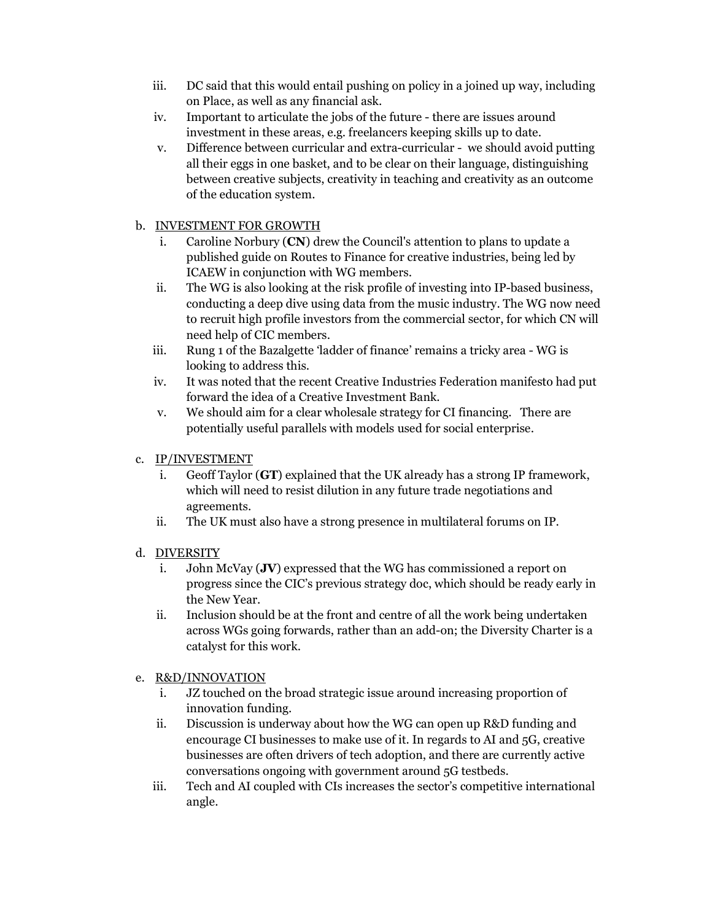iii. DC said that this would entail pushing on policy in a joined up way, including on Place, as well as any financial ask.

iv. Important to articulate the jobs of the future - there are issues around investment in these areas, e.g. freelancers keeping skills up to date.

v. Difference between curricular and extra-curricular - we should avoid putting all their eggs in one basket, and to be clear on their language, distinguishing between creative subjects, creativity in teaching and creativity as an outcome of the education system.

b. <u>INVESTMENT FOR GROWTH</u>

i. Caroline Norbury (**CN**) drew the Council's attention to plans to update a published guide on Routes to Finance for creative industries, being led by ICAEW in conjunction with WG members.

ii. The WG is also looking at the risk profile of investing into IP-based business, conducting a deep dive using data from the music industry. The WG now need to recruit high profile investors from the commercial sector, for which CN will need help of CIC members.

iii. Rung 1 of the Bazalgette 'ladder of finance' remains a tricky area - WG is looking to address this.

iv. It was noted that the recent Creative Industries Federation manifesto had put forward the idea of a Creative Investment Bank.

v. We should aim for a clear wholesale strategy for CI financing. There are potentially useful parallels with models used for social enterprise.

c. <u>IP/INVESTMENT</u>

i. Geoff Taylor (**GT**) explained that the UK already has a strong IP framework, which will need to resist dilution in any future trade negotiations and agreements.

ii. The UK must also have a strong presence in multilateral forums on IP.

d. <u>DIVERSITY</u>

i. John McVay (**JV**) expressed that the WG has commissioned a report on progress since the CIC's previous strategy doc, which should be ready early in the New Year.

ii. Inclusion should be at the front and centre of all the work being undertaken across WGs going forwards, rather than an add-on; the Diversity Charter is a catalyst for this work.

e. <u>R&D/INNOVATION</u>

i. JZ touched on the broad strategic issue around increasing proportion of innovation funding.

ii. Discussion is underway about how the WG can open up R&D funding and encourage CI businesses to make use of it. In regards to AI and 5G, creative businesses are often drivers of tech adoption, and there are currently active conversations ongoing with government around 5G testbeds.

iii. Tech and AI coupled with CIs increases the sector's competitive international angle.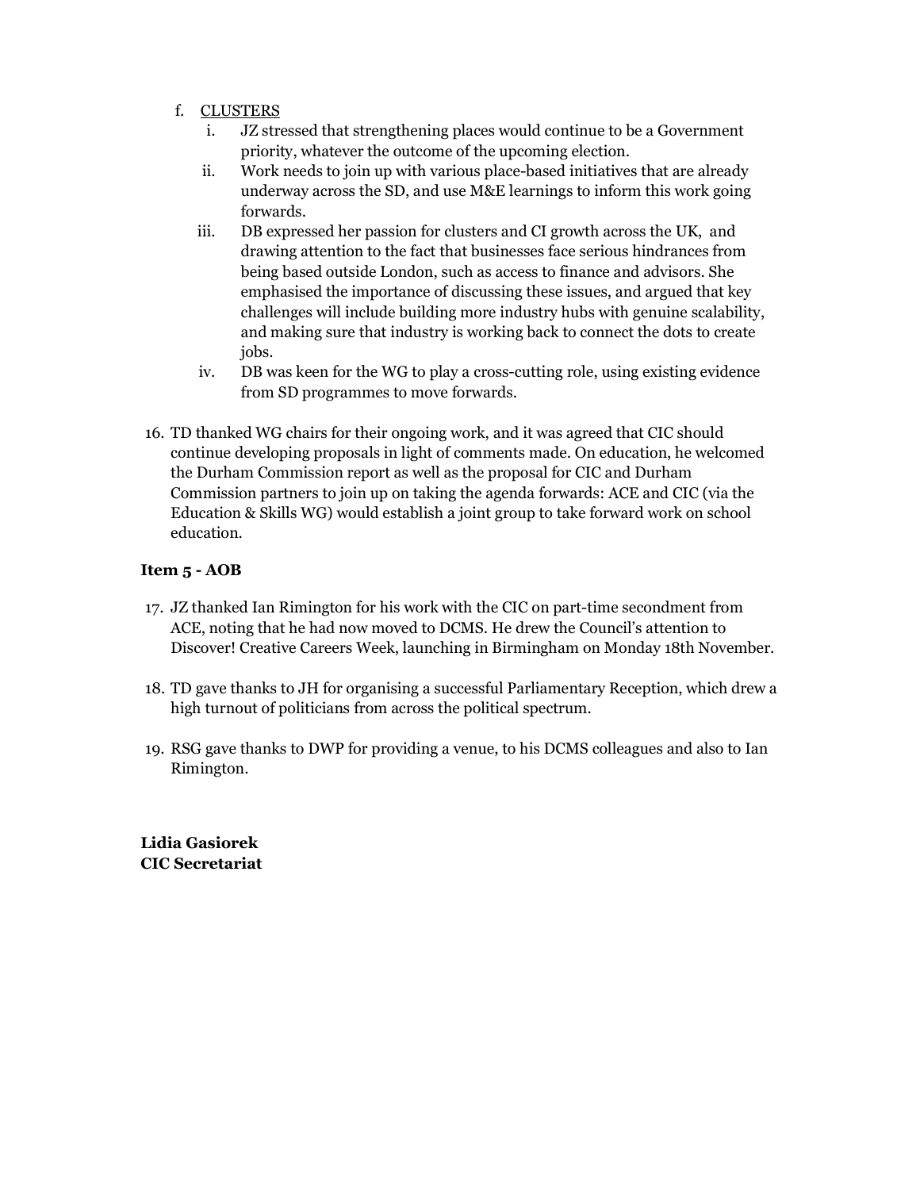f. <u>CLUSTERS</u>
   i. JZ stressed that strengthening places would continue to be a Government priority, whatever the outcome of the upcoming election.
   ii. Work needs to join up with various place-based initiatives that are already underway across the SD, and use M&E learnings to inform this work going forwards.
   iii. DB expressed her passion for clusters and CI growth across the UK, and drawing attention to the fact that businesses face serious hindrances from being based outside London, such as access to finance and advisors. She emphasised the importance of discussing these issues, and argued that key challenges will include building more industry hubs with genuine scalability, and making sure that industry is working back to connect the dots to create jobs.
   iv. DB was keen for the WG to play a cross-cutting role, using existing evidence from SD programmes to move forwards.

16. TD thanked WG chairs for their ongoing work, and it was agreed that CIC should continue developing proposals in light of comments made. On education, he welcomed the Durham Commission report as well as the proposal for CIC and Durham Commission partners to join up on taking the agenda forwards: ACE and CIC (via the Education & Skills WG) would establish a joint group to take forward work on school education.

**Item 5 - AOB**

17. JZ thanked Ian Rimington for his work with the CIC on part-time secondment from ACE, noting that he had now moved to DCMS. He drew the Council's attention to Discover! Creative Careers Week, launching in Birmingham on Monday 18th November.

18. TD gave thanks to JH for organising a successful Parliamentary Reception, which drew a high turnout of politicians from across the political spectrum.

19. RSG gave thanks to DWP for providing a venue, to his DCMS colleagues and also to Ian Rimington.

**Lidia Gasiorek**
**CIC Secretariat**